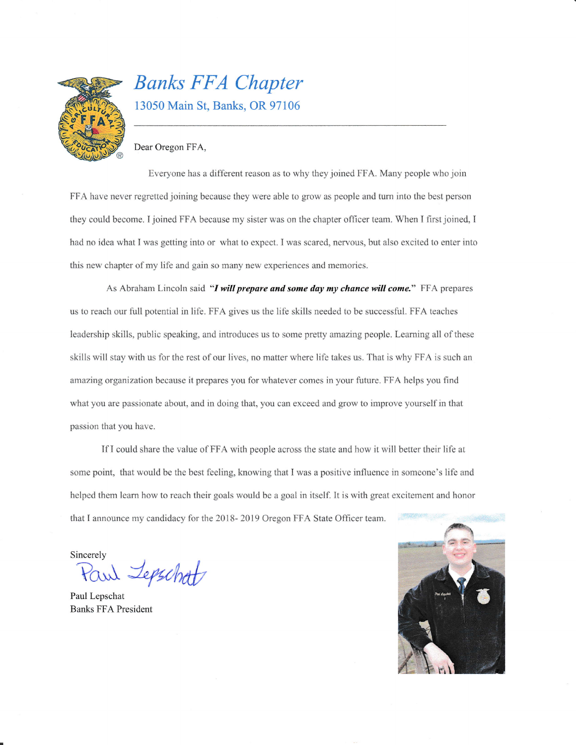# Banks FFA Chapter

13050 Main St, Banks, OR 97106

Dear Oregon FFA,

Everyone has a different reason as to why they joined FFA. Many people who join FFA have never regretted joining because they were able to grow as people and turn into the best person they could become. I joined FFA because my sister was on the chapter officer team. When I first joined, I had no idea what I was getting into or  what to expect. I was scared, nervous, but also excited to enter into this new chapter of my life and gain so many new experiences and memories.

As Abraham Lincoln said ***"I will prepare and some day my chance will come."*** FFA prepares us to reach our full potential in life. FFA gives us the life skills needed to be successful. FFA teaches leadership skills, public speaking, and introduces us to some pretty amazing people. Learning all of these skills will stay with us for the rest of our lives, no matter where life takes us. That is why FFA is such an amazing organization because it prepares you for whatever comes in your future. FFA helps you find what you are passionate about, and in doing that, you can exceed and grow to improve yourself in that passion that you have.

If I could share the value of FFA with people across the state and how it will better their life at some point,  that would be the best feeling, knowing that I was a positive influence in someone's life and helped them learn how to reach their goals would be a goal in itself. It is with great excitement and honor that I announce my candidacy for the 2018- 2019 Oregon FFA State Officer team.

Sincerely

Paul Lepschat

Paul Lepschat
Banks FFA President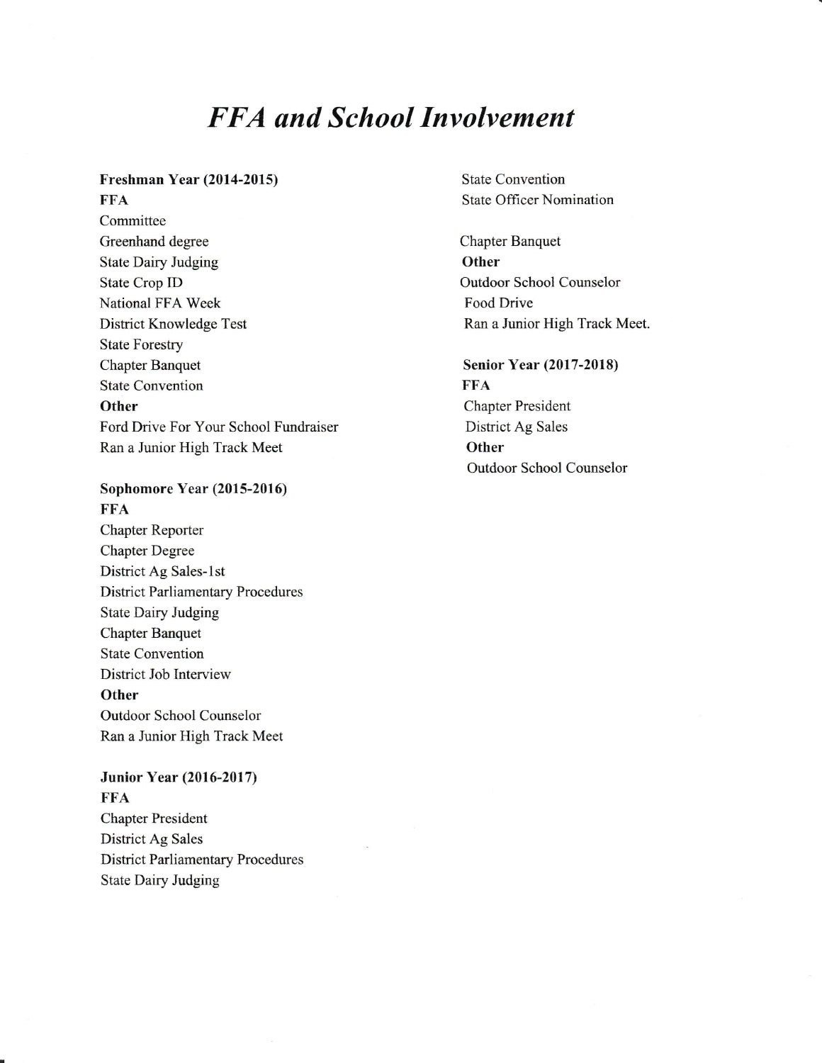# *FFA and School Involvement*

**Freshman Year (2014-2015)**

**FFA**

Committee
Greenhand degree
State Dairy Judging
State Crop ID
National FFA Week
District Knowledge Test
State Forestry
Chapter Banquet
State Convention

**Other**

Ford Drive For Your School Fundraiser
Ran a Junior High Track Meet

**Sophomore Year (2015-2016)**

**FFA**

Chapter Reporter
Chapter Degree
District Ag Sales-1st
District Parliamentary Procedures
State Dairy Judging
Chapter Banquet
State Convention
District Job Interview

**Other**

Outdoor School Counselor
Ran a Junior High Track Meet

**Junior Year (2016-2017)**

**FFA**

Chapter President
District Ag Sales
District Parliamentary Procedures
State Dairy Judging
State Convention
State Officer Nomination

Chapter Banquet

**Other**

Outdoor School Counselor
Food Drive
Ran a Junior High Track Meet.

**Senior Year (2017-2018)**

**FFA**

Chapter President
District Ag Sales

**Other**

Outdoor School Counselor